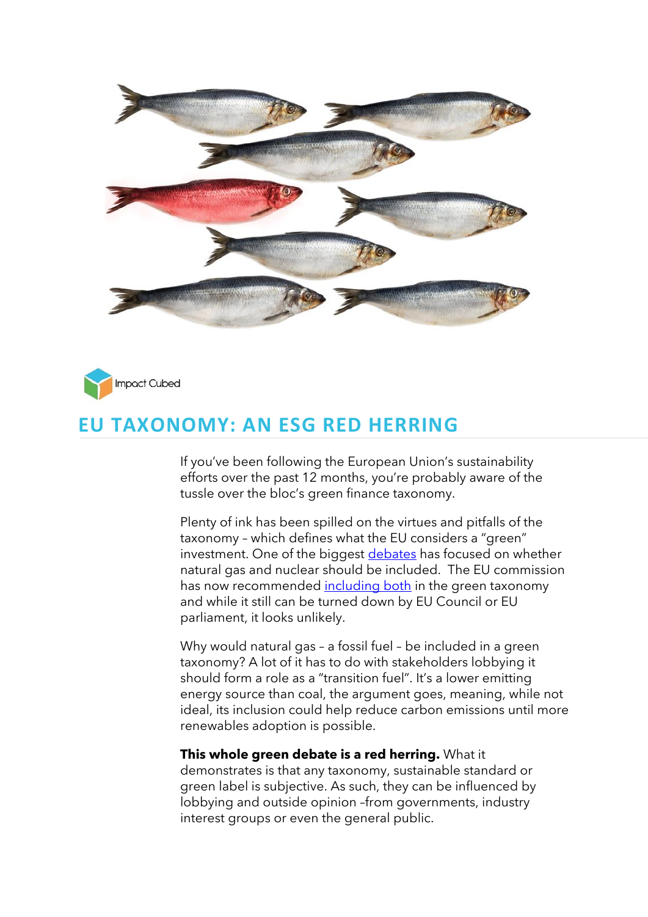Impact Cubed

# EU TAXONOMY: AN ESG RED HERRING

If you've been following the European Union's sustainability efforts over the past 12 months, you're probably aware of the tussle over the bloc's green finance taxonomy.

Plenty of ink has been spilled on the virtues and pitfalls of the taxonomy – which defines what the EU considers a "green" investment. One of the biggest debates has focused on whether natural gas and nuclear should be included. The EU commission has now recommended including both in the green taxonomy and while it still can be turned down by EU Council or EU parliament, it looks unlikely.

Why would natural gas – a fossil fuel – be included in a green taxonomy? A lot of it has to do with stakeholders lobbying it should form a role as a "transition fuel". It's a lower emitting energy source than coal, the argument goes, meaning, while not ideal, its inclusion could help reduce carbon emissions until more renewables adoption is possible.

**This whole green debate is a red herring.** What it demonstrates is that any taxonomy, sustainable standard or green label is subjective. As such, they can be influenced by lobbying and outside opinion –from governments, industry interest groups or even the general public.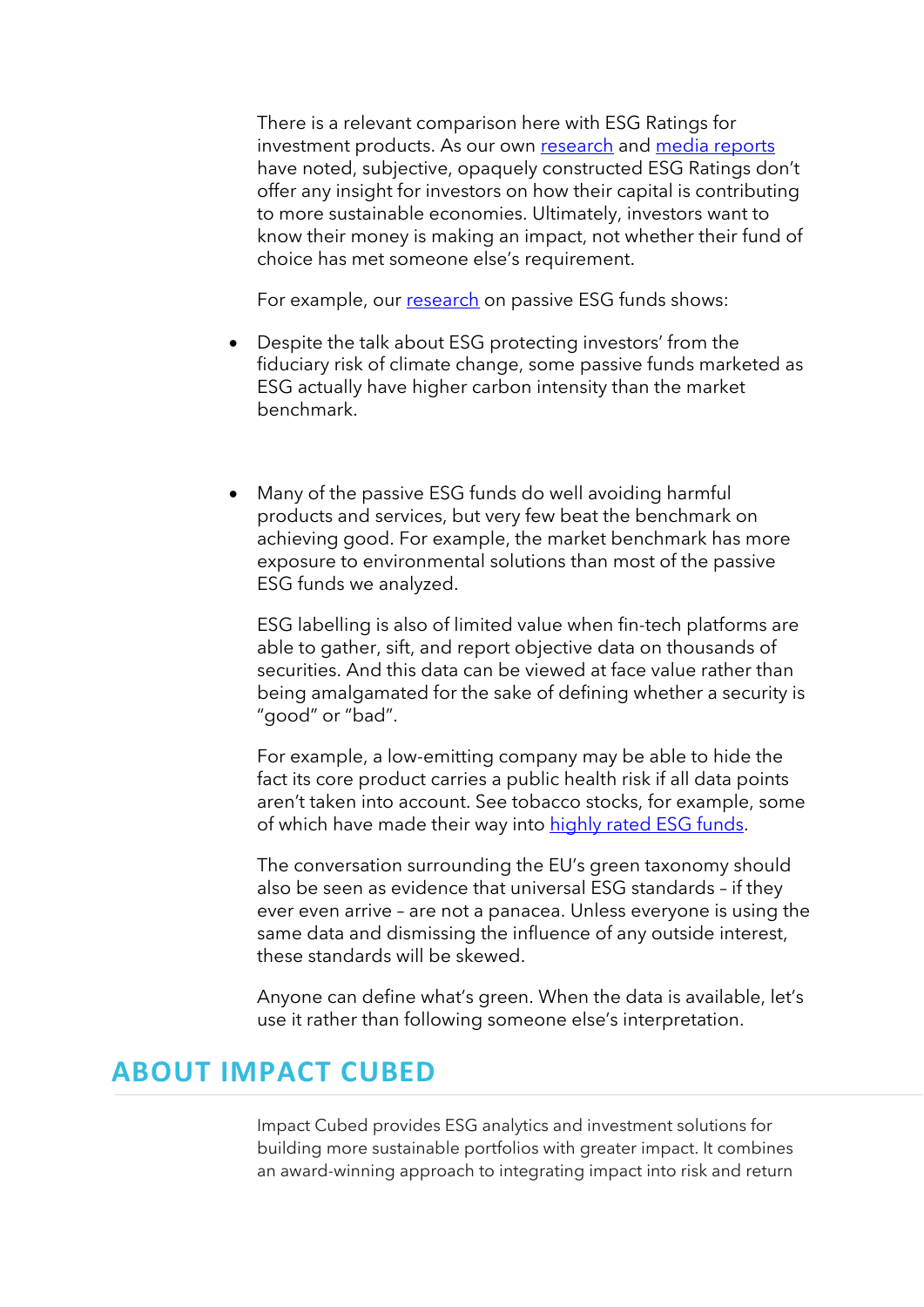There is a relevant comparison here with ESG Ratings for investment products. As our own [research] and [media reports] have noted, subjective, opaquely constructed ESG Ratings don't offer any insight for investors on how their capital is contributing to more sustainable economies. Ultimately, investors want to know their money is making an impact, not whether their fund of choice has met someone else's requirement.

For example, our research on passive ESG funds shows:

- Despite the talk about ESG protecting investors' from the fiduciary risk of climate change, some passive funds marketed as ESG actually have higher carbon intensity than the market benchmark.

- Many of the passive ESG funds do well avoiding harmful products and services, but very few beat the benchmark on achieving good. For example, the market benchmark has more exposure to environmental solutions than most of the passive ESG funds we analyzed.

ESG labelling is also of limited value when fin-tech platforms are able to gather, sift, and report objective data on thousands of securities. And this data can be viewed at face value rather than being amalgamated for the sake of defining whether a security is "good" or "bad".

For example, a low-emitting company may be able to hide the fact its core product carries a public health risk if all data points aren't taken into account. See tobacco stocks, for example, some of which have made their way into highly rated ESG funds.

The conversation surrounding the EU's green taxonomy should also be seen as evidence that universal ESG standards – if they ever even arrive – are not a panacea. Unless everyone is using the same data and dismissing the influence of any outside interest, these standards will be skewed.

Anyone can define what's green. When the data is available, let's use it rather than following someone else's interpretation.

## ABOUT IMPACT CUBED

Impact Cubed provides ESG analytics and investment solutions for building more sustainable portfolios with greater impact. It combines an award-winning approach to integrating impact into risk and return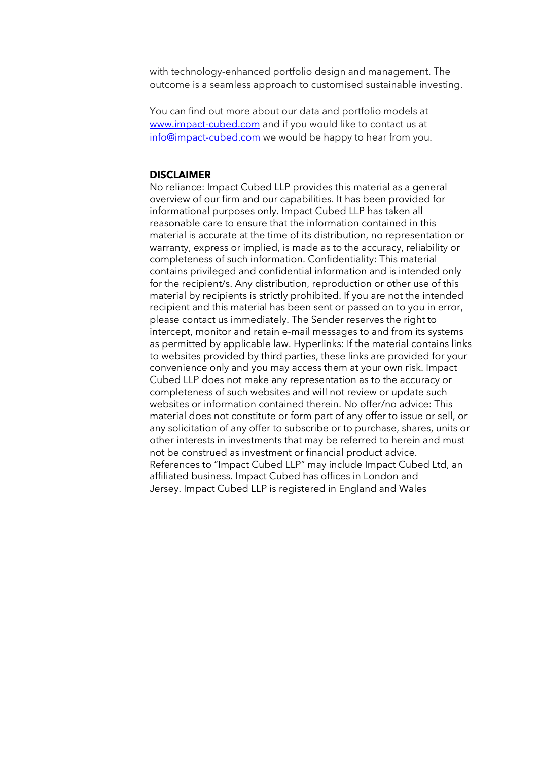with technology-enhanced portfolio design and management. The outcome is a seamless approach to customised sustainable investing.

You can find out more about our data and portfolio models at [www.impact-cubed.com](http://www.impact-cubed.com) and if you would like to contact us at [info@impact-cubed.com](mailto:info@impact-cubed.com) we would be happy to hear from you.

**DISCLAIMER**

No reliance: Impact Cubed LLP provides this material as a general overview of our firm and our capabilities. It has been provided for informational purposes only. Impact Cubed LLP has taken all reasonable care to ensure that the information contained in this material is accurate at the time of its distribution, no representation or warranty, express or implied, is made as to the accuracy, reliability or completeness of such information. Confidentiality: This material contains privileged and confidential information and is intended only for the recipient/s. Any distribution, reproduction or other use of this material by recipients is strictly prohibited. If you are not the intended recipient and this material has been sent or passed on to you in error, please contact us immediately. The Sender reserves the right to intercept, monitor and retain e-mail messages to and from its systems as permitted by applicable law. Hyperlinks: If the material contains links to websites provided by third parties, these links are provided for your convenience only and you may access them at your own risk. Impact Cubed LLP does not make any representation as to the accuracy or completeness of such websites and will not review or update such websites or information contained therein. No offer/no advice: This material does not constitute or form part of any offer to issue or sell, or any solicitation of any offer to subscribe or to purchase, shares, units or other interests in investments that may be referred to herein and must not be construed as investment or financial product advice. References to "Impact Cubed LLP" may include Impact Cubed Ltd, an affiliated business. Impact Cubed has offices in London and Jersey. Impact Cubed LLP is registered in England and Wales